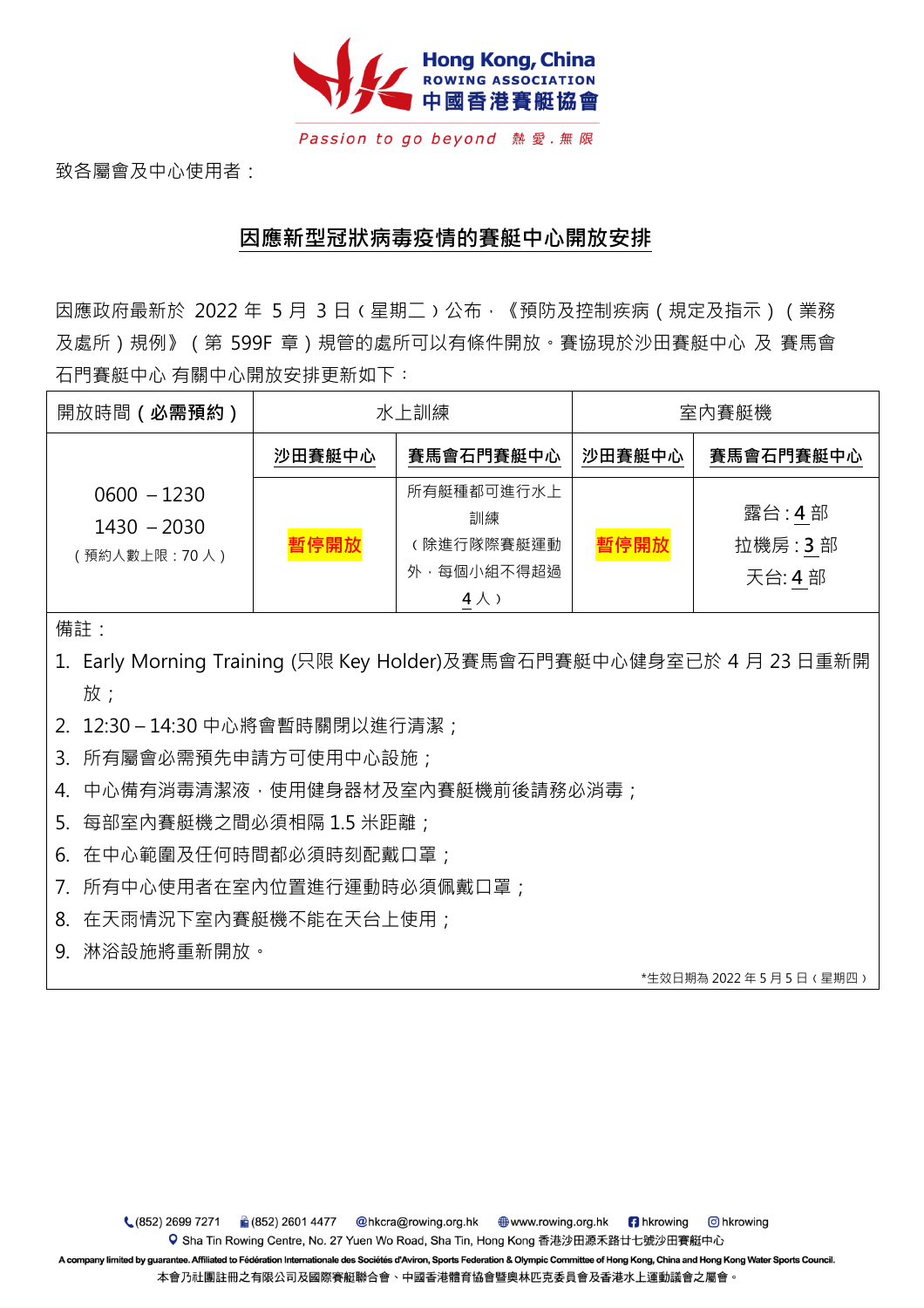Hong Kong, China
ROWING ASSOCIATION
中國香港賽艇協會

*Passion to go beyond 熱愛．無限*

致各屬會及中心使用者：

## 因應新型冠狀病毒疫情的賽艇中心開放安排

因應政府最新於 2022 年 5 月 3 日（星期二）公布，《預防及控制疾病（規定及指示）（業務及處所）規例》（第 599F 章）規管的處所可以有條件開放。賽協現於沙田賽艇中心 及 賽馬會石門賽艇中心 有關中心開放安排更新如下：

| 開放時間（**必需預約**） | 水上訓練 | | 室內賽艇機 | |
|---|---|---|---|---|
| | **沙田賽艇中心** | **賽馬會石門賽艇中心** | **沙田賽艇中心** | **賽馬會石門賽艇中心** |
| 0600 – 1230<br>1430 – 2030<br>（預約人數上限：70 人） | **暫停開放** | 所有艇種都可進行水上訓練（除進行隊際賽艇運動外，每個小組不得超過 4 人） | **暫停開放** | 露台：4 部<br>拉機房：3 部<br>天台：4 部 |

備註：

1. Early Morning Training (只限 Key Holder)及賽馬會石門賽艇中心健身室已於 4 月 23 日重新開放；
2. 12:30 – 14:30 中心將會暫時關閉以進行清潔；
3. 所有屬會必需預先申請方可使用中心設施；
4. 中心備有消毒清潔液，使用健身器材及室內賽艇機前後請務必消毒；
5. 每部室內賽艇機之間必須相隔 1.5 米距離；
6. 在中心範圍及任何時間都必須時刻配戴口罩；
7. 所有中心使用者在室內位置進行運動時必須佩戴口罩；
8. 在天雨情況下室內賽艇機不能在天台上使用；
9. 淋浴設施將重新開放。

*生效日期為 2022 年 5 月 5 日（星期四）

(852) 2699 7271 (852) 2601 4477 hkcra@rowing.org.hk www.rowing.org.hk hkrowing hkrowing
Sha Tin Rowing Centre, No. 27 Yuen Wo Road, Sha Tin, Hong Kong 香港沙田源禾路廿七號沙田賽艇中心
A company limited by guarantee. Affiliated to Fédération Internationale des Sociétés d'Aviron, Sports Federation & Olympic Committee of Hong Kong, China and Hong Kong Water Sports Council.
本會乃社團註冊之有限公司及國際賽艇聯合會、中國香港體育協會暨奧林匹克委員會及香港水上運動議會之屬會。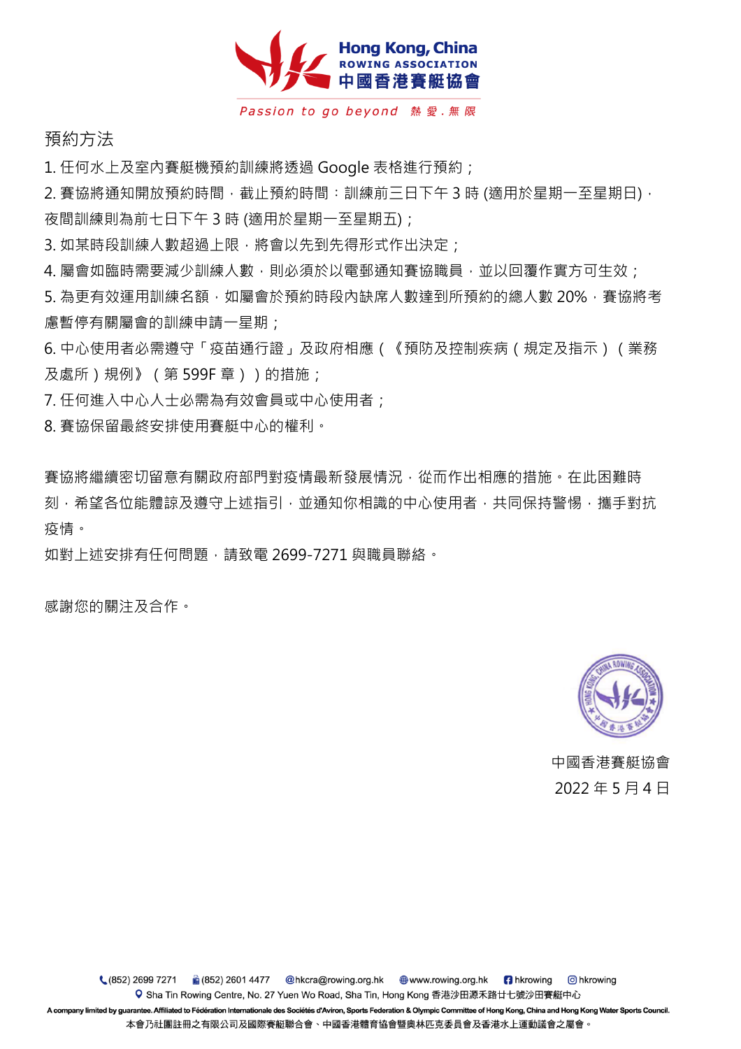預約方法

1. 任何水上及室內賽艇機預約訓練將透過 Google 表格進行預約；
2. 賽協將通知開放預約時間，截止預約時間：訓練前三日下午 3 時 (適用於星期一至星期日)，夜間訓練則為前七日下午 3 時 (適用於星期一至星期五)；
3. 如某時段訓練人數超過上限，將會以先到先得形式作出決定；
4. 屬會如臨時需要減少訓練人數，則必須於以電郵通知賽協職員，並以回覆作實方可生效；
5. 為更有效運用訓練名額，如屬會於預約時段內缺席人數達到所預約的總人數 20%，賽協將考慮暫停有關屬會的訓練申請一星期；
6. 中心使用者必需遵守「疫苗通行證」及政府相應（《預防及控制疾病（規定及指示）（業務及處所）規例》（第 599F 章））的措施；
7. 任何進入中心人士必需為有效會員或中心使用者；
8. 賽協保留最終安排使用賽艇中心的權利。

賽協將繼續密切留意有關政府部門對疫情最新發展情況，從而作出相應的措施。在此困難時刻，希望各位能體諒及遵守上述指引，並通知你相識的中心使用者，共同保持警惕，攜手對抗疫情。

如對上述安排有任何問題，請致電 2699-7271 與職員聯絡。

感謝您的關注及合作。

中國香港賽艇協會

2022 年 5 月 4 日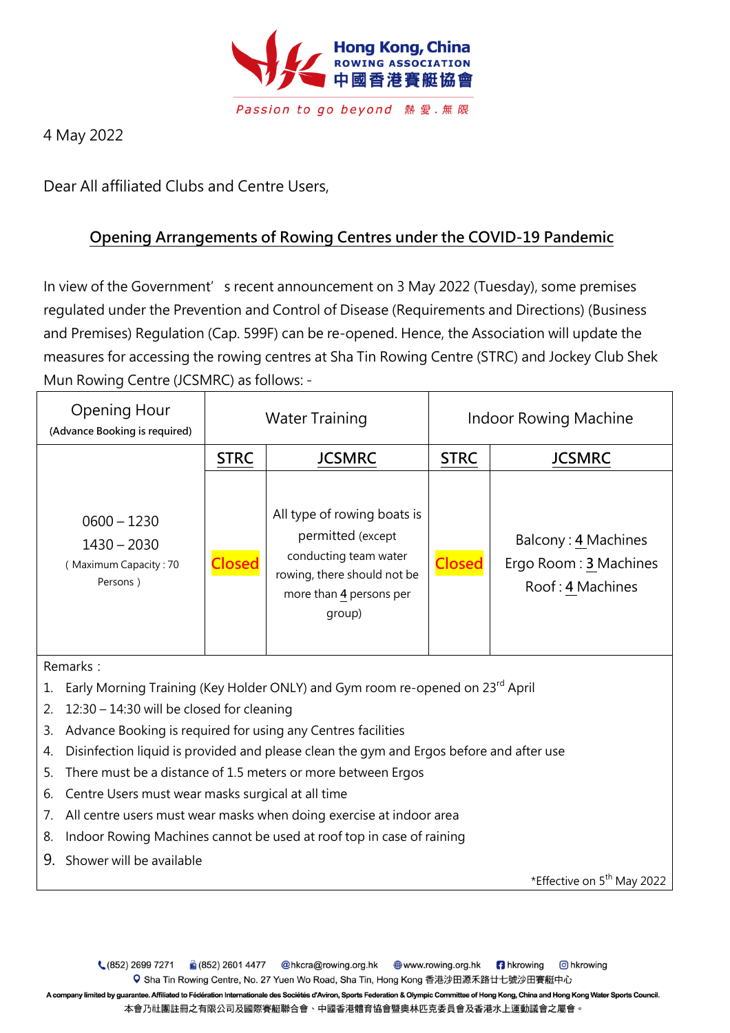4 May 2022

Dear All affiliated Clubs and Centre Users,

## Opening Arrangements of Rowing Centres under the COVID-19 Pandemic

In view of the Government' s recent announcement on 3 May 2022 (Tuesday), some premises regulated under the Prevention and Control of Disease (Requirements and Directions) (Business and Premises) Regulation (Cap. 599F) can be re-opened. Hence, the Association will update the measures for accessing the rowing centres at Sha Tin Rowing Centre (STRC) and Jockey Club Shek Mun Rowing Centre (JCSMRC) as follows: -

| Opening Hour (Advance Booking is required) | Water Training | | Indoor Rowing Machine | |
|---|---|---|---|---|
| | STRC | JCSMRC | STRC | JCSMRC |
| 0600 – 1230<br>1430 – 2030<br>( Maximum Capacity : 70 Persons ) | Closed | All type of rowing boats is permitted (except conducting team water rowing, there should not be more than 4 persons per group) | Closed | Balcony : 4 Machines<br>Ergo Room : 3 Machines<br>Roof : 4 Machines |

Remarks：

1. Early Morning Training (Key Holder ONLY) and Gym room re-opened on 23rd April
2. 12:30 – 14:30 will be closed for cleaning
3. Advance Booking is required for using any Centres facilities
4. Disinfection liquid is provided and please clean the gym and Ergos before and after use
5. There must be a distance of 1.5 meters or more between Ergos
6. Centre Users must wear masks surgical at all time
7. All centre users must wear masks when doing exercise at indoor area
8. Indoor Rowing Machines cannot be used at roof top in case of raining
9. Shower will be available

*Effective on 5th May 2022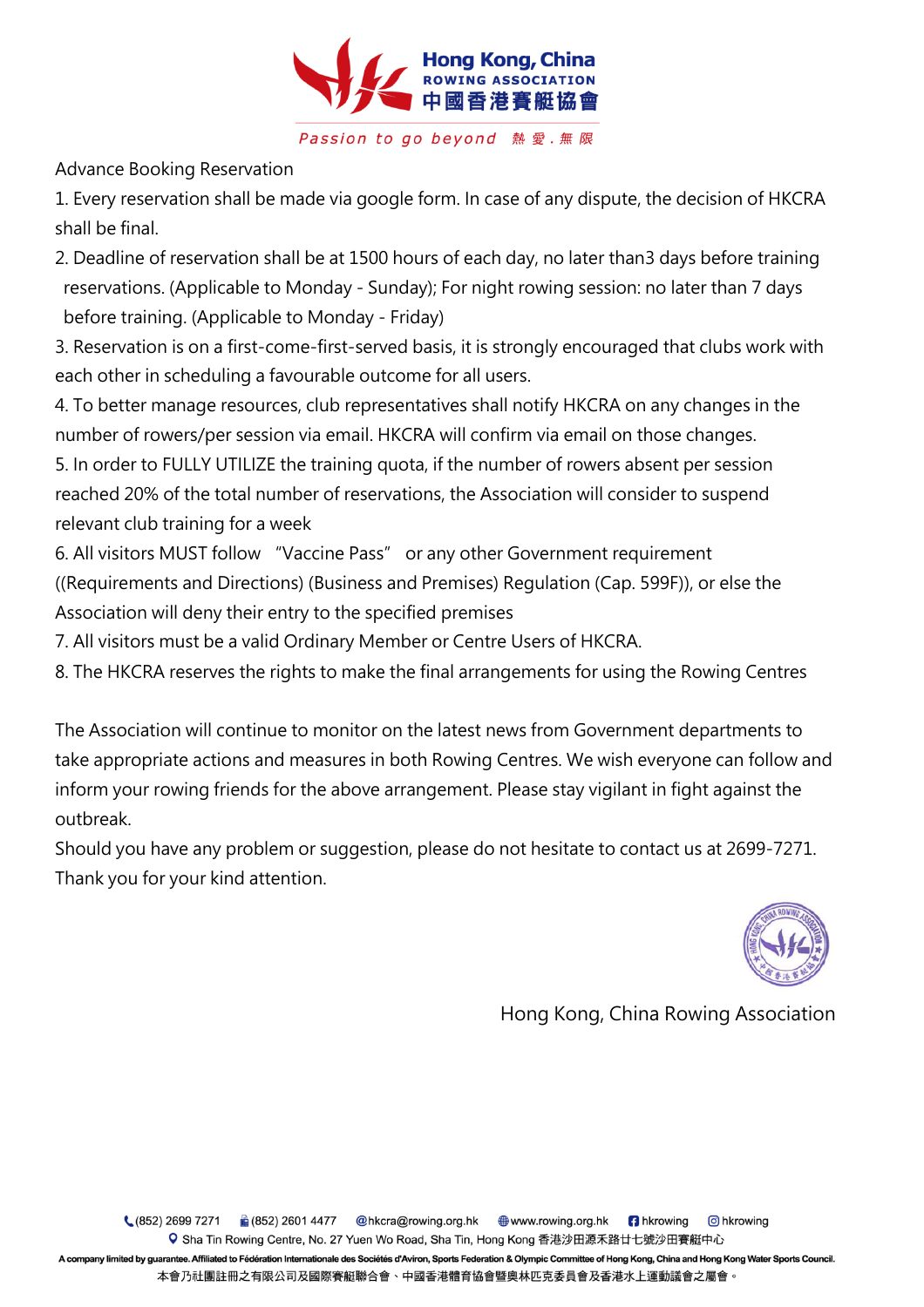Advance Booking Reservation

1. Every reservation shall be made via google form. In case of any dispute, the decision of HKCRA shall be final.
2. Deadline of reservation shall be at 1500 hours of each day, no later than3 days before training reservations. (Applicable to Monday - Sunday); For night rowing session: no later than 7 days before training. (Applicable to Monday - Friday)
3. Reservation is on a first-come-first-served basis, it is strongly encouraged that clubs work with each other in scheduling a favourable outcome for all users.
4. To better manage resources, club representatives shall notify HKCRA on any changes in the number of rowers/per session via email. HKCRA will confirm via email on those changes.
5. In order to FULLY UTILIZE the training quota, if the number of rowers absent per session reached 20% of the total number of reservations, the Association will consider to suspend relevant club training for a week
6. All visitors MUST follow "Vaccine Pass" or any other Government requirement ((Requirements and Directions) (Business and Premises) Regulation (Cap. 599F)), or else the Association will deny their entry to the specified premises
7. All visitors must be a valid Ordinary Member or Centre Users of HKCRA.
8. The HKCRA reserves the rights to make the final arrangements for using the Rowing Centres

The Association will continue to monitor on the latest news from Government departments to take appropriate actions and measures in both Rowing Centres. We wish everyone can follow and inform your rowing friends for the above arrangement. Please stay vigilant in fight against the outbreak.

Should you have any problem or suggestion, please do not hesitate to contact us at 2699-7271. Thank you for your kind attention.

Hong Kong, China Rowing Association